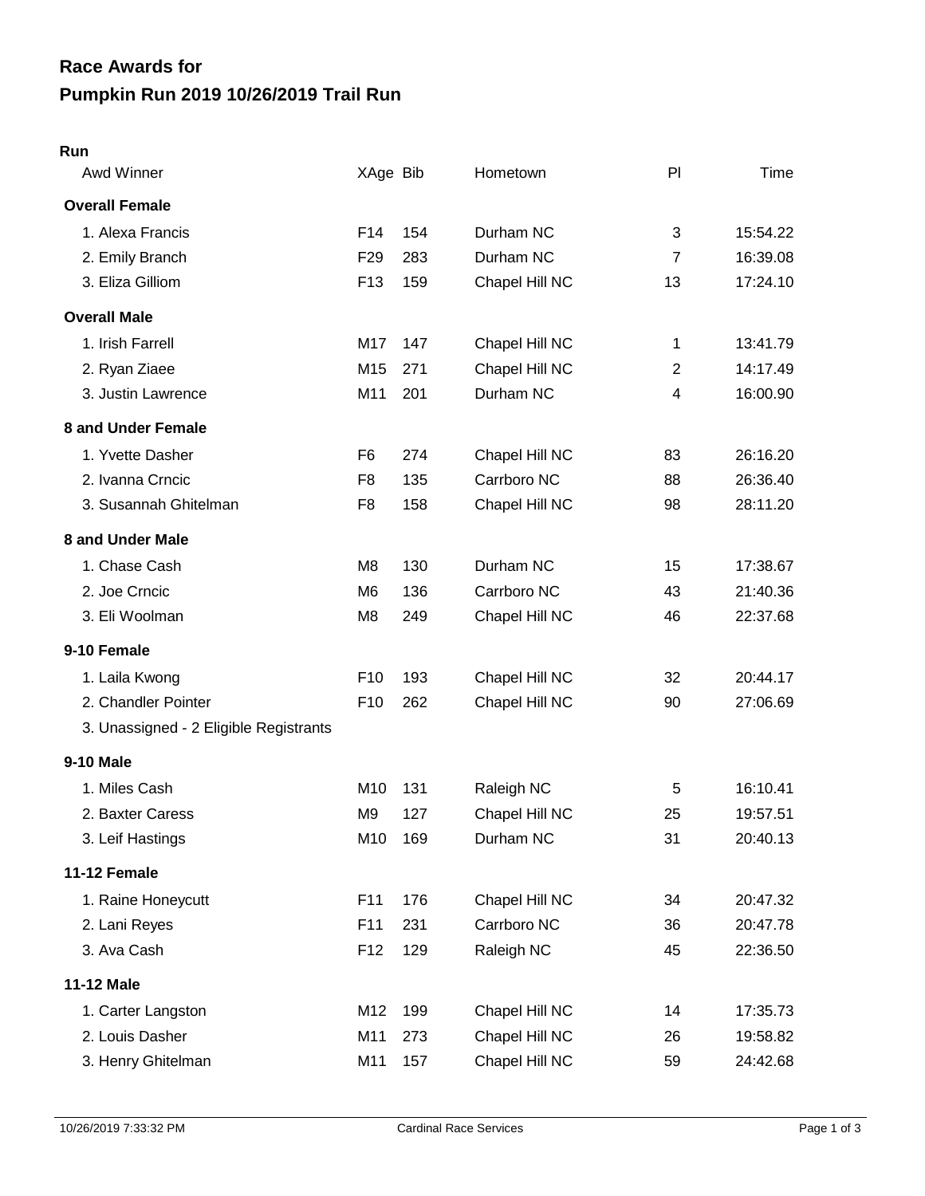# Race Awards for
# Pumpkin Run 2019 10/26/2019 Trail Run

## Run

| Awd Winner | XAge | Bib | Hometown | Pl | Time |
|---|---|---|---|---|---|
| **Overall Female** | | | | | |
| 1. Alexa Francis | F14 | 154 | Durham NC | 3 | 15:54.22 |
| 2. Emily Branch | F29 | 283 | Durham NC | 7 | 16:39.08 |
| 3. Eliza Gilliom | F13 | 159 | Chapel Hill NC | 13 | 17:24.10 |
| **Overall Male** | | | | | |
| 1. Irish Farrell | M17 | 147 | Chapel Hill NC | 1 | 13:41.79 |
| 2. Ryan Ziaee | M15 | 271 | Chapel Hill NC | 2 | 14:17.49 |
| 3. Justin Lawrence | M11 | 201 | Durham NC | 4 | 16:00.90 |
| **8 and Under Female** | | | | | |
| 1. Yvette Dasher | F6 | 274 | Chapel Hill NC | 83 | 26:16.20 |
| 2. Ivanna Crncic | F8 | 135 | Carrboro NC | 88 | 26:36.40 |
| 3. Susannah Ghitelman | F8 | 158 | Chapel Hill NC | 98 | 28:11.20 |
| **8 and Under Male** | | | | | |
| 1. Chase Cash | M8 | 130 | Durham NC | 15 | 17:38.67 |
| 2. Joe Crncic | M6 | 136 | Carrboro NC | 43 | 21:40.36 |
| 3. Eli Woolman | M8 | 249 | Chapel Hill NC | 46 | 22:37.68 |
| **9-10 Female** | | | | | |
| 1. Laila Kwong | F10 | 193 | Chapel Hill NC | 32 | 20:44.17 |
| 2. Chandler Pointer | F10 | 262 | Chapel Hill NC | 90 | 27:06.69 |
| 3. Unassigned - 2 Eligible Registrants | | | | | |
| **9-10 Male** | | | | | |
| 1. Miles Cash | M10 | 131 | Raleigh NC | 5 | 16:10.41 |
| 2. Baxter Caress | M9 | 127 | Chapel Hill NC | 25 | 19:57.51 |
| 3. Leif Hastings | M10 | 169 | Durham NC | 31 | 20:40.13 |
| **11-12 Female** | | | | | |
| 1. Raine Honeycutt | F11 | 176 | Chapel Hill NC | 34 | 20:47.32 |
| 2. Lani Reyes | F11 | 231 | Carrboro NC | 36 | 20:47.78 |
| 3. Ava Cash | F12 | 129 | Raleigh NC | 45 | 22:36.50 |
| **11-12 Male** | | | | | |
| 1. Carter Langston | M12 | 199 | Chapel Hill NC | 14 | 17:35.73 |
| 2. Louis Dasher | M11 | 273 | Chapel Hill NC | 26 | 19:58.82 |
| 3. Henry Ghitelman | M11 | 157 | Chapel Hill NC | 59 | 24:42.68 |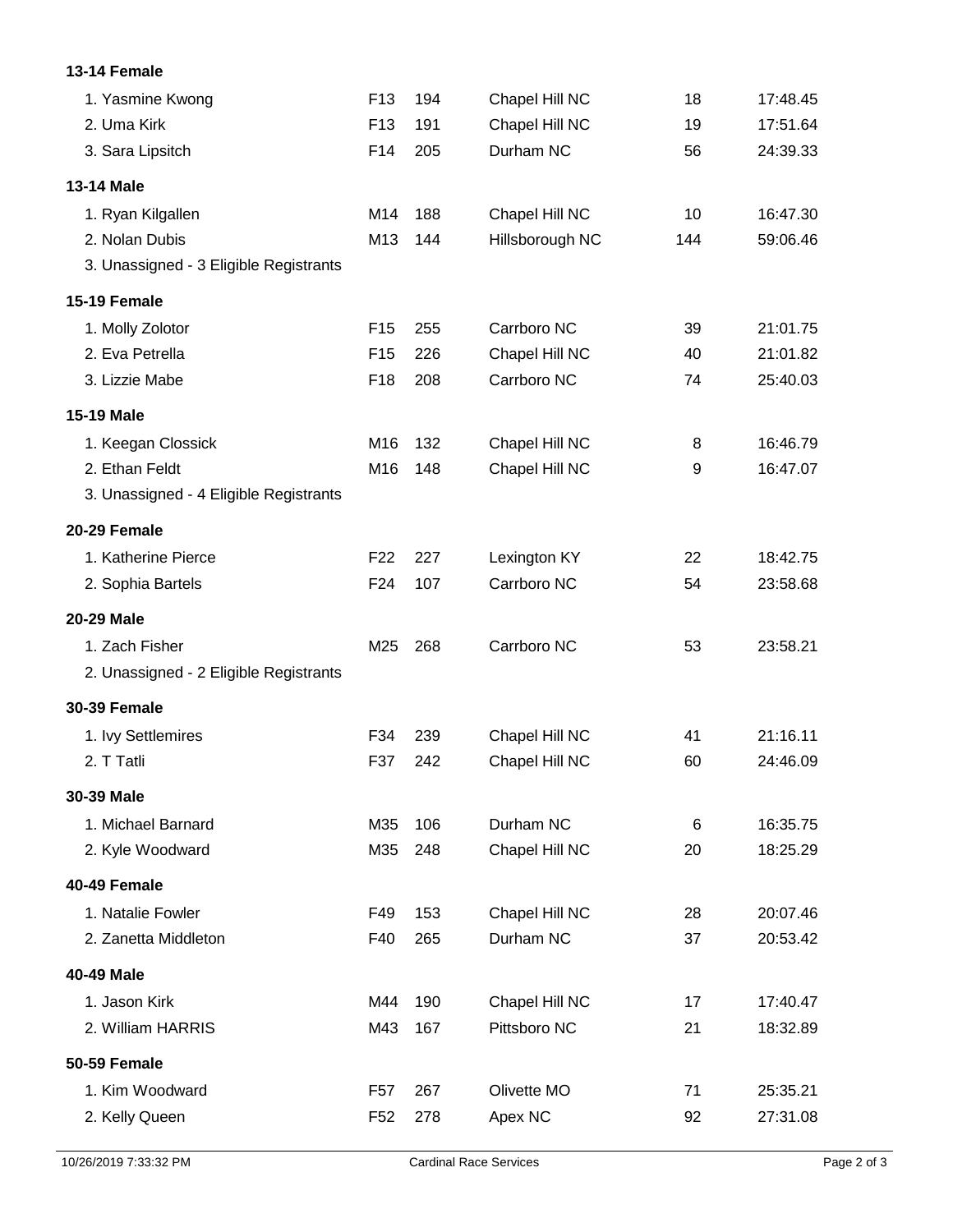**13-14 Female**

| | | | | | |
|---|---|---|---|---|---|
| 1. Yasmine Kwong | F13 | 194 | Chapel Hill NC | 18 | 17:48.45 |
| 2. Uma Kirk | F13 | 191 | Chapel Hill NC | 19 | 17:51.64 |
| 3. Sara Lipsitch | F14 | 205 | Durham NC | 56 | 24:39.33 |

**13-14 Male**

| | | | | | |
|---|---|---|---|---|---|
| 1. Ryan Kilgallen | M14 | 188 | Chapel Hill NC | 10 | 16:47.30 |
| 2. Nolan Dubis | M13 | 144 | Hillsborough NC | 144 | 59:06.46 |
| 3. Unassigned - 3 Eligible Registrants | | | | | |

**15-19 Female**

| | | | | | |
|---|---|---|---|---|---|
| 1. Molly Zolotor | F15 | 255 | Carrboro NC | 39 | 21:01.75 |
| 2. Eva Petrella | F15 | 226 | Chapel Hill NC | 40 | 21:01.82 |
| 3. Lizzie Mabe | F18 | 208 | Carrboro NC | 74 | 25:40.03 |

**15-19 Male**

| | | | | | |
|---|---|---|---|---|---|
| 1. Keegan Clossick | M16 | 132 | Chapel Hill NC | 8 | 16:46.79 |
| 2. Ethan Feldt | M16 | 148 | Chapel Hill NC | 9 | 16:47.07 |
| 3. Unassigned - 4 Eligible Registrants | | | | | |

**20-29 Female**

| | | | | | |
|---|---|---|---|---|---|
| 1. Katherine Pierce | F22 | 227 | Lexington KY | 22 | 18:42.75 |
| 2. Sophia Bartels | F24 | 107 | Carrboro NC | 54 | 23:58.68 |

**20-29 Male**

| | | | | | |
|---|---|---|---|---|---|
| 1. Zach Fisher | M25 | 268 | Carrboro NC | 53 | 23:58.21 |
| 2. Unassigned - 2 Eligible Registrants | | | | | |

**30-39 Female**

| | | | | | |
|---|---|---|---|---|---|
| 1. Ivy Settlemires | F34 | 239 | Chapel Hill NC | 41 | 21:16.11 |
| 2. T Tatli | F37 | 242 | Chapel Hill NC | 60 | 24:46.09 |

**30-39 Male**

| | | | | | |
|---|---|---|---|---|---|
| 1. Michael Barnard | M35 | 106 | Durham NC | 6 | 16:35.75 |
| 2. Kyle Woodward | M35 | 248 | Chapel Hill NC | 20 | 18:25.29 |

**40-49 Female**

| | | | | | |
|---|---|---|---|---|---|
| 1. Natalie Fowler | F49 | 153 | Chapel Hill NC | 28 | 20:07.46 |
| 2. Zanetta Middleton | F40 | 265 | Durham NC | 37 | 20:53.42 |

**40-49 Male**

| | | | | | |
|---|---|---|---|---|---|
| 1. Jason Kirk | M44 | 190 | Chapel Hill NC | 17 | 17:40.47 |
| 2. William HARRIS | M43 | 167 | Pittsboro NC | 21 | 18:32.89 |

**50-59 Female**

| | | | | | |
|---|---|---|---|---|---|
| 1. Kim Woodward | F57 | 267 | Olivette MO | 71 | 25:35.21 |
| 2. Kelly Queen | F52 | 278 | Apex NC | 92 | 27:31.08 |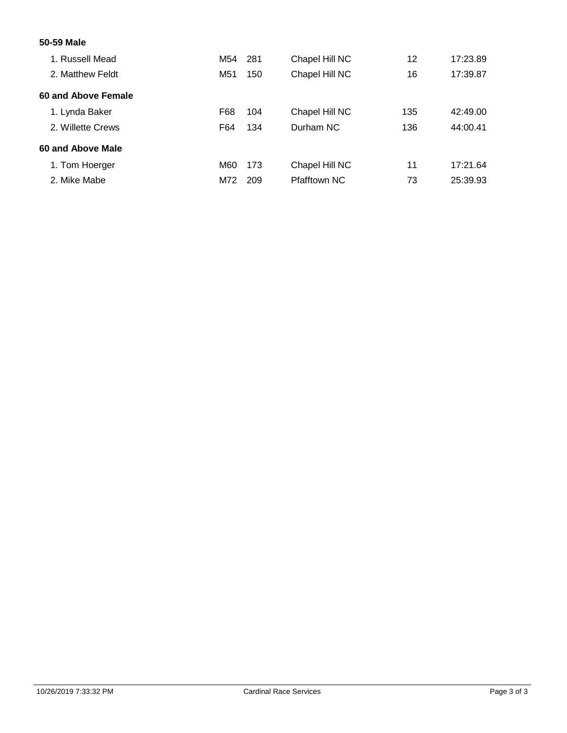### 50-59 Male

| | | | | | |
|---|---|---|---|---|---|
| 1. Russell Mead | M54 | 281 | Chapel Hill NC | 12 | 17:23.89 |
| 2. Matthew Feldt | M51 | 150 | Chapel Hill NC | 16 | 17:39.87 |

### 60 and Above Female

| | | | | | |
|---|---|---|---|---|---|
| 1. Lynda Baker | F68 | 104 | Chapel Hill NC | 135 | 42:49.00 |
| 2. Willette Crews | F64 | 134 | Durham NC | 136 | 44:00.41 |

### 60 and Above Male

| | | | | | |
|---|---|---|---|---|---|
| 1. Tom Hoerger | M60 | 173 | Chapel Hill NC | 11 | 17:21.64 |
| 2. Mike Mabe | M72 | 209 | Pfafftown NC | 73 | 25:39.93 |